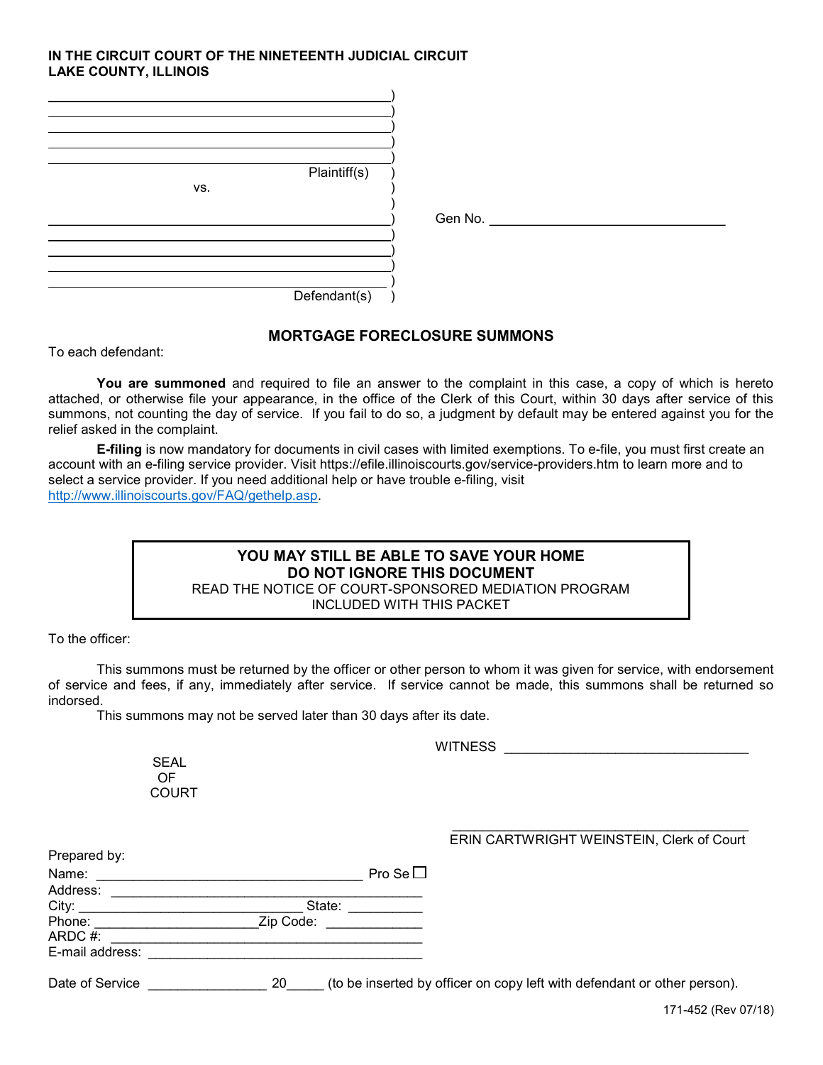**IN THE CIRCUIT COURT OF THE NINETEENTH JUDICIAL CIRCUIT**
**LAKE COUNTY, ILLINOIS**

\_\_\_\_\_\_\_\_\_\_\_\_\_\_\_\_\_\_\_\_\_\_\_\_\_\_\_\_\_\_\_\_\_\_\_\_\_\_\_\_ )
\_\_\_\_\_\_\_\_\_\_\_\_\_\_\_\_\_\_\_\_\_\_\_\_\_\_\_\_\_\_\_\_\_\_\_\_\_\_\_\_ )
\_\_\_\_\_\_\_\_\_\_\_\_\_\_\_\_\_\_\_\_\_\_\_\_\_\_\_\_\_\_\_\_\_\_\_\_\_\_\_\_ )
\_\_\_\_\_\_\_\_\_\_\_\_\_\_\_\_\_\_\_\_\_\_\_\_\_\_\_\_\_\_\_\_\_\_\_\_\_\_\_\_ )
\_\_\_\_\_\_\_\_\_\_\_\_\_\_\_\_\_\_\_\_\_\_\_\_\_\_\_\_\_\_\_\_\_\_\_\_\_\_\_\_ )
Plaintiff(s) )
vs. )
)
\_\_\_\_\_\_\_\_\_\_\_\_\_\_\_\_\_\_\_\_\_\_\_\_\_\_\_\_\_\_\_\_\_\_\_\_\_\_\_\_ ) Gen No. \_\_\_\_\_\_\_\_\_\_\_\_\_\_\_\_\_\_\_\_\_\_\_\_\_\_\_\_\_\_
\_\_\_\_\_\_\_\_\_\_\_\_\_\_\_\_\_\_\_\_\_\_\_\_\_\_\_\_\_\_\_\_\_\_\_\_\_\_\_\_ )
\_\_\_\_\_\_\_\_\_\_\_\_\_\_\_\_\_\_\_\_\_\_\_\_\_\_\_\_\_\_\_\_\_\_\_\_\_\_\_\_ )
\_\_\_\_\_\_\_\_\_\_\_\_\_\_\_\_\_\_\_\_\_\_\_\_\_\_\_\_\_\_\_\_\_\_\_\_\_\_\_\_ )
\_\_\_\_\_\_\_\_\_\_\_\_\_\_\_\_\_\_\_\_\_\_\_\_\_\_\_\_\_\_\_\_\_\_\_\_\_\_\_\_ )
Defendant(s) )

## MORTGAGE FORECLOSURE SUMMONS

To each defendant:

**You are summoned** and required to file an answer to the complaint in this case, a copy of which is hereto attached, or otherwise file your appearance, in the office of the Clerk of this Court, within 30 days after service of this summons, not counting the day of service. If you fail to do so, a judgment by default may be entered against you for the relief asked in the complaint.

**E-filing** is now mandatory for documents in civil cases with limited exemptions. To e-file, you must first create an account with an e-filing service provider. Visit https://efile.illinoiscourts.gov/service-providers.htm to learn more and to select a service provider. If you need additional help or have trouble e-filing, visit http://www.illinoiscourts.gov/FAQ/gethelp.asp.

> **YOU MAY STILL BE ABLE TO SAVE YOUR HOME**
> **DO NOT IGNORE THIS DOCUMENT**
> READ THE NOTICE OF COURT-SPONSORED MEDIATION PROGRAM
> INCLUDED WITH THIS PACKET

To the officer:

This summons must be returned by the officer or other person to whom it was given for service, with endorsement of service and fees, if any, immediately after service. If service cannot be made, this summons shall be returned so indorsed.

This summons may not be served later than 30 days after its date.

WITNESS \_\_\_\_\_\_\_\_\_\_\_\_\_\_\_\_\_\_\_\_\_\_\_\_\_\_\_\_\_\_\_\_

SEAL
OF
COURT

\_\_\_\_\_\_\_\_\_\_\_\_\_\_\_\_\_\_\_\_\_\_\_\_\_\_\_\_\_\_\_\_\_\_\_\_\_\_
ERIN CARTWRIGHT WEINSTEIN, Clerk of Court

Prepared by:
Name: \_\_\_\_\_\_\_\_\_\_\_\_\_\_\_\_\_\_\_\_\_\_\_\_\_\_\_\_\_\_\_\_\_\_ Pro Se ☐
Address: \_\_\_\_\_\_\_\_\_\_\_\_\_\_\_\_\_\_\_\_\_\_\_\_\_\_\_\_\_\_\_\_\_\_\_\_\_\_\_\_
City: \_\_\_\_\_\_\_\_\_\_\_\_\_\_\_\_\_\_\_\_\_\_\_\_\_\_\_\_\_\_ State: \_\_\_\_\_\_\_\_\_\_
Phone: \_\_\_\_\_\_\_\_\_\_\_\_\_\_\_\_\_\_\_\_\_\_Zip Code: \_\_\_\_\_\_\_\_\_\_\_\_\_
ARDC #: \_\_\_\_\_\_\_\_\_\_\_\_\_\_\_\_\_\_\_\_\_\_\_\_\_\_\_\_\_\_\_\_\_\_\_\_\_\_\_\_
E-mail address: \_\_\_\_\_\_\_\_\_\_\_\_\_\_\_\_\_\_\_\_\_\_\_\_\_\_\_\_\_\_\_\_\_\_\_\_

Date of Service \_\_\_\_\_\_\_\_\_\_\_\_\_\_\_\_ 20\_\_\_\_\_ (to be inserted by officer on copy left with defendant or other person).

171-452 (Rev 07/18)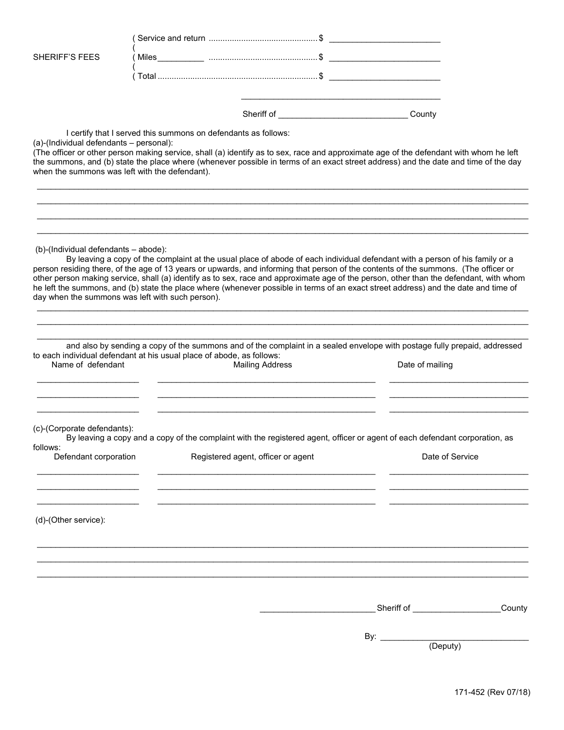| | | |
|---|---|---|
| SHERIFF'S FEES | ( Service and return .............................................. $ | ________________________ |
| | ( Miles__________ .............................................. $ | ________________________ |
| | ( Total .................................................................... $ | ________________________ |

_____________________________________________

Sheriff of ____________________________ County

I certify that I served this summons on defendants as follows:

(a)-(Individual defendants – personal):

(The officer or other person making service, shall (a) identify as to sex, race and approximate age of the defendant with whom he left the summons, and (b) state the place where (whenever possible in terms of an exact street address) and the date and time of the day when the summons was left with the defendant).

_______________________________________________________________________________________________

_______________________________________________________________________________________________

_______________________________________________________________________________________________

_______________________________________________________________________________________________

(b)-(Individual defendants – abode):

By leaving a copy of the complaint at the usual place of abode of each individual defendant with a person of his family or a person residing there, of the age of 13 years or upwards, and informing that person of the contents of the summons. (The officer or other person making service, shall (a) identify as to sex, race and approximate age of the person, other than the defendant, with whom he left the summons, and (b) state the place where (whenever possible in terms of an exact street address) and the date and time of day when the summons was left with such person).

_______________________________________________________________________________________________

_______________________________________________________________________________________________

_______________________________________________________________________________________________

and also by sending a copy of the summons and of the complaint in a sealed envelope with postage fully prepaid, addressed to each individual defendant at his usual place of abode, as follows:

| Name of defendant | Mailing Address | Date of mailing |
|---|---|---|
| | | |
| | | |
| | | |

(c)-(Corporate defendants):

By leaving a copy and a copy of the complaint with the registered agent, officer or agent of each defendant corporation, as follows:

| Defendant corporation | Registered agent, officer or agent | Date of Service |
|---|---|---|
| | | |
| | | |
| | | |

(d)-(Other service):

_______________________________________________________________________________________________

_______________________________________________________________________________________________

_______________________________________________________________________________________________

_________________________ Sheriff of __________________County

By: _________________________________
(Deputy)

171-452 (Rev 07/18)